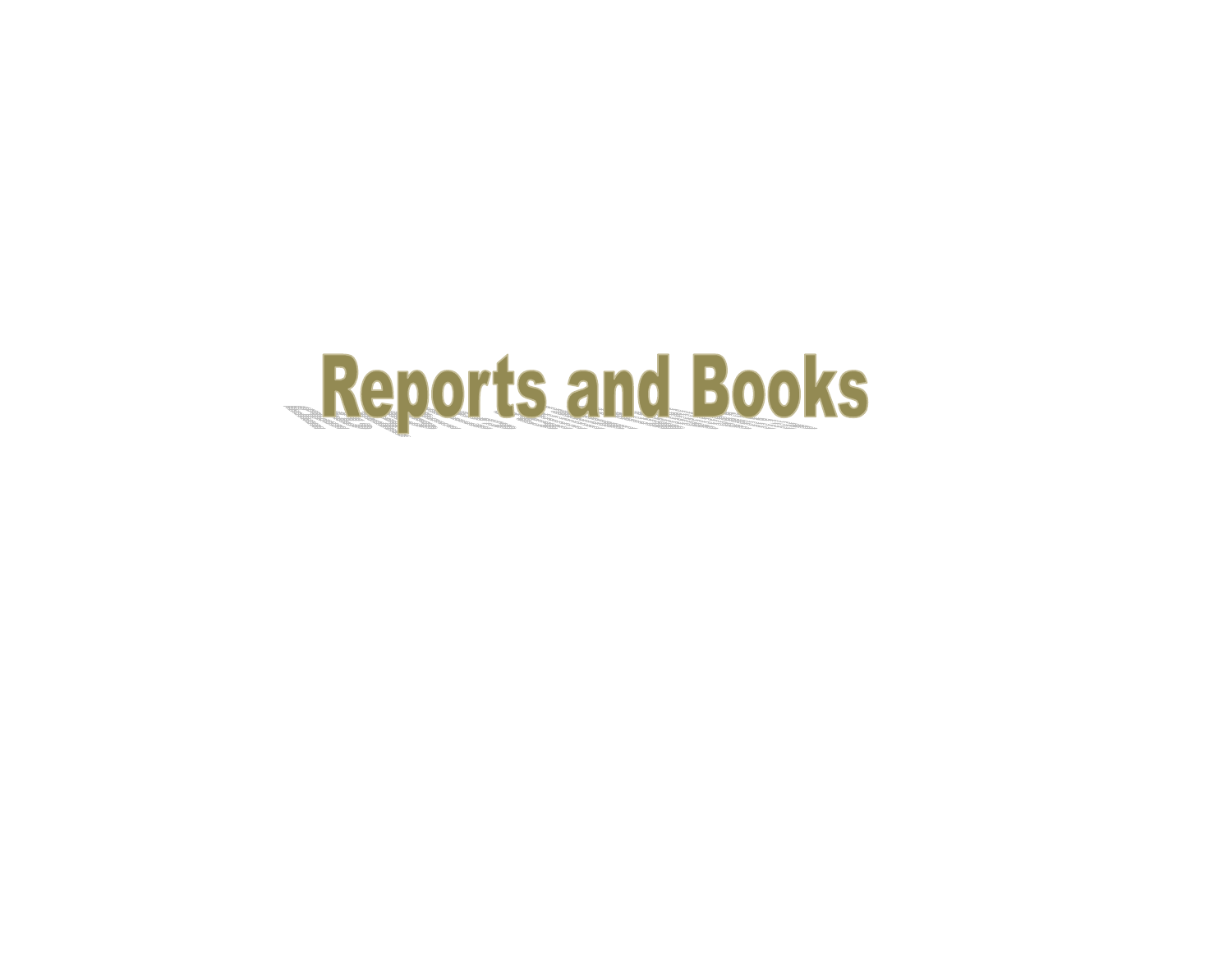# Reports and Books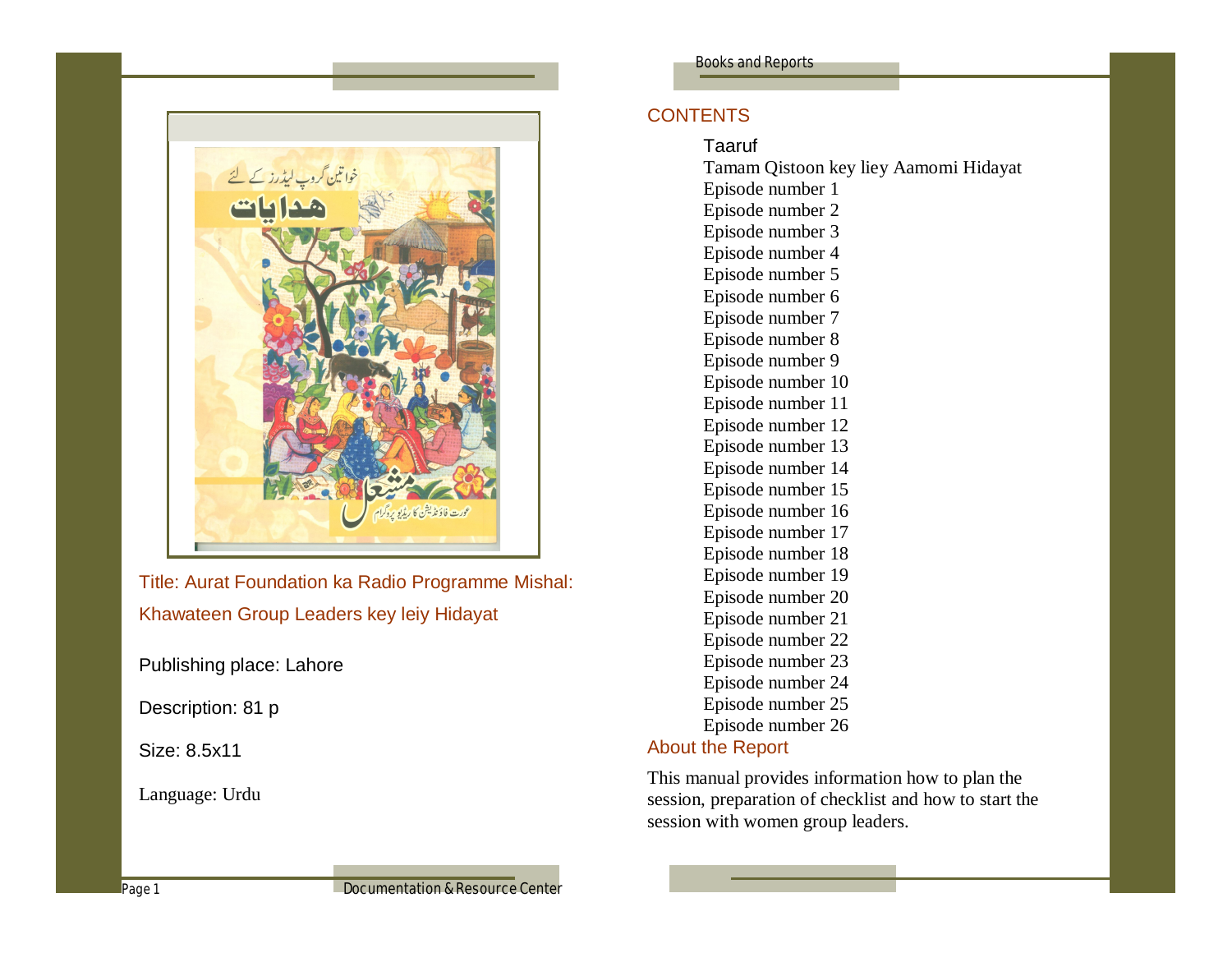Title: Aurat Foundation ka Radio Programme Mishal: Khawateen Group Leaders key leiy Hidayat

Publishing place: Lahore

Description: 81 p

Size: 8.5x11

Language: Urdu

## CONTENTS

- Taaruf
- Tamam Qistoon key liey Aamomi Hidayat
- Episode number 1
- Episode number 2
- Episode number 3
- Episode number 4
- Episode number 5
- Episode number 6
- Episode number 7
- Episode number 8
- Episode number 9
- Episode number 10
- Episode number 11
- Episode number 12
- Episode number 13
- Episode number 14
- Episode number 15
- Episode number 16
- Episode number 17
- Episode number 18
- Episode number 19
- Episode number 20
- Episode number 21
- Episode number 22
- Episode number 23
- Episode number 24
- Episode number 25
- Episode number 26

## About the Report

This manual provides information how to plan the session, preparation of checklist and how to start the session with women group leaders.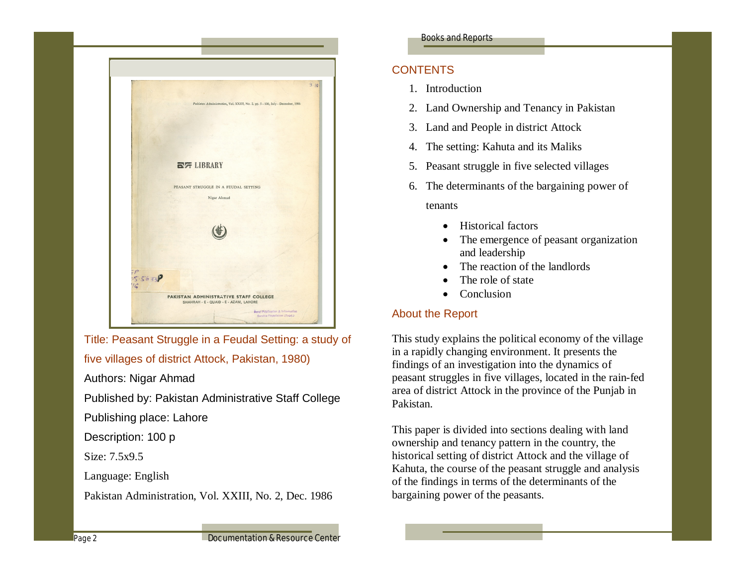Title: Peasant Struggle in a Feudal Setting: a study of five villages of district Attock, Pakistan, 1980)

Authors: Nigar Ahmad

Published by: Pakistan Administrative Staff College

Publishing place: Lahore

Description: 100 p

Size: 7.5x9.5

Language: English

Pakistan Administration, Vol. XXIII, No. 2, Dec. 1986

## CONTENTS

1. Introduction
2. Land Ownership and Tenancy in Pakistan
3. Land and People in district Attock
4. The setting: Kahuta and its Maliks
5. Peasant struggle in five selected villages
6. The determinants of the bargaining power of tenants
   - Historical factors
   - The emergence of peasant organization and leadership
   - The reaction of the landlords
   - The role of state
   - Conclusion

## About the Report

This study explains the political economy of the village in a rapidly changing environment. It presents the findings of an investigation into the dynamics of peasant struggles in five villages, located in the rain-fed area of district Attock in the province of the Punjab in Pakistan.

This paper is divided into sections dealing with land ownership and tenancy pattern in the country, the historical setting of district Attock and the village of Kahuta, the course of the peasant struggle and analysis of the findings in terms of the determinants of the bargaining power of the peasants.